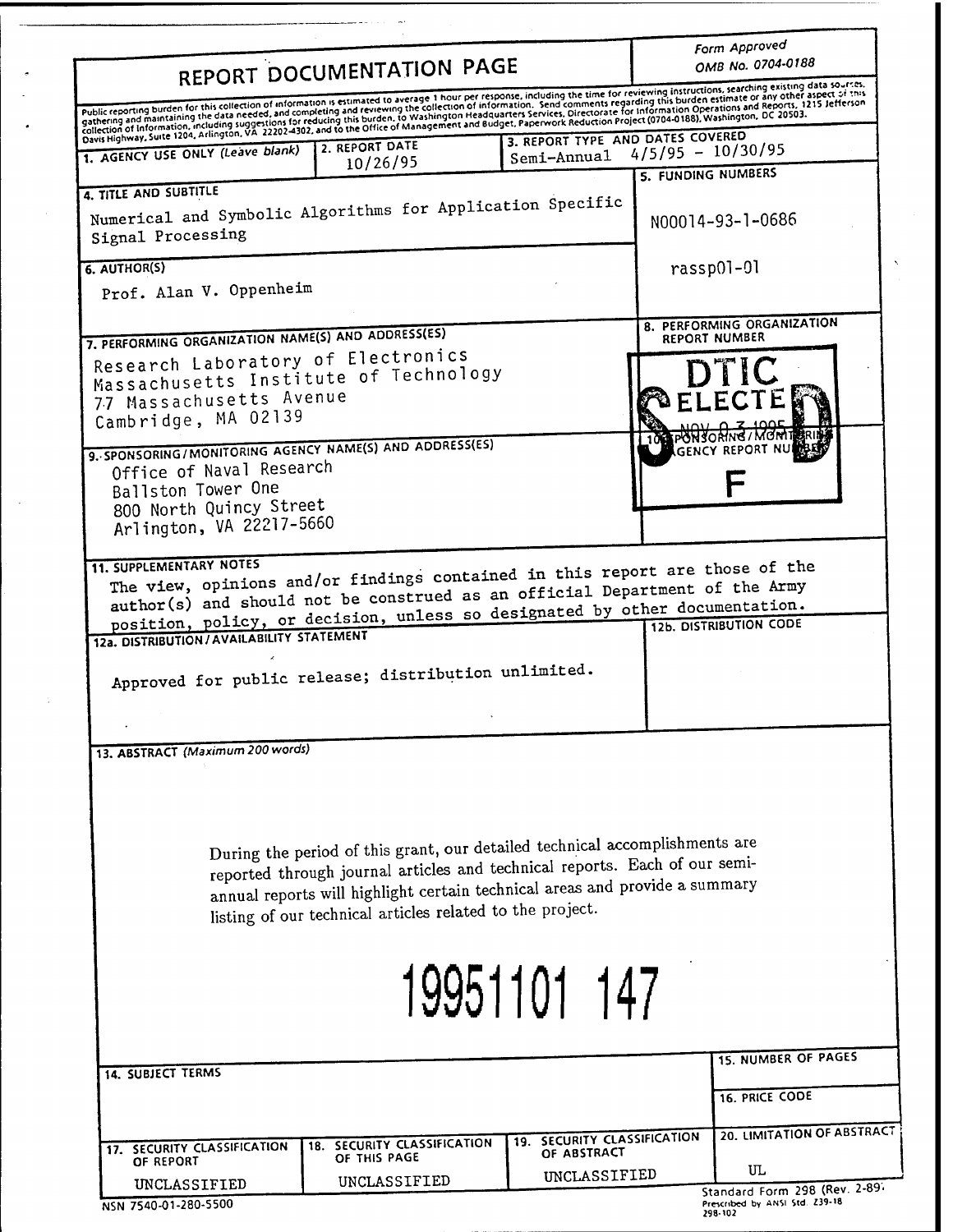# REPORT DOCUMENTATION PAGE

Form Approved
OMB No. 0704-0188

Public reporting burden for this collection of information is estimated to average 1 hour per response, including the time for reviewing instructions, searching existing data sources, gathering and maintaining the data needed, and completing and reviewing the collection of information. Send comments regarding this burden estimate or any other aspect of this collection of information, including suggestions for reducing this burden, to Washington Headquarters Services, Directorate for Information Operations and Reports, 1215 Jefferson Davis Highway, Suite 1204, Arlington, VA 22202-4302, and to the Office of Management and Budget, Paperwork Reduction Project (0704-0188), Washington, DC 20503.

| 1. AGENCY USE ONLY (Leave blank) | 2. REPORT DATE | 3. REPORT TYPE AND DATES COVERED |
|---|---|---|
| | 10/26/95 | Semi-Annual 4/5/95 - 10/30/95 |

**4. TITLE AND SUBTITLE**

Numerical and Symbolic Algorithms for Application Specific Signal Processing

**5. FUNDING NUMBERS**

N00014-93-1-0686

rassp01-01

**6. AUTHOR(S)**

Prof. Alan V. Oppenheim

**7. PERFORMING ORGANIZATION NAME(S) AND ADDRESS(ES)**

Research Laboratory of Electronics
Massachusetts Institute of Technology
77 Massachusetts Avenue
Cambridge, MA 02139

**8. PERFORMING ORGANIZATION REPORT NUMBER**

DTIC ELECTE NOV 03 1995 S F D

**9. SPONSORING/MONITORING AGENCY NAME(S) AND ADDRESS(ES)**

Office of Naval Research
Ballston Tower One
800 North Quincy Street
Arlington, VA 22217-5660

**10. SPONSORING/MONITORING AGENCY REPORT NUMBER**

**11. SUPPLEMENTARY NOTES**

The view, opinions and/or findings contained in this report are those of the author(s) and should not be construed as an official Department of the Army position, policy, or decision, unless so designated by other documentation.

**12a. DISTRIBUTION/AVAILABILITY STATEMENT**

Approved for public release; distribution unlimited.

**12b. DISTRIBUTION CODE**

**13. ABSTRACT** (Maximum 200 words)

During the period of this grant, our detailed technical accomplishments are reported through journal articles and technical reports. Each of our semi-annual reports will highlight certain technical areas and provide a summary listing of our technical articles related to the project.

19951101 147

| 14. SUBJECT TERMS | 15. NUMBER OF PAGES |
|---|---|
| | 16. PRICE CODE |

| 17. SECURITY CLASSIFICATION OF REPORT | 18. SECURITY CLASSIFICATION OF THIS PAGE | 19. SECURITY CLASSIFICATION OF ABSTRACT | 20. LIMITATION OF ABSTRACT |
|---|---|---|---|
| UNCLASSIFIED | UNCLASSIFIED | UNCLASSIFIED | UL |

NSN 7540-01-280-5500

Standard Form 298 (Rev. 2-89)
Prescribed by ANSI Std. Z39-18
298-102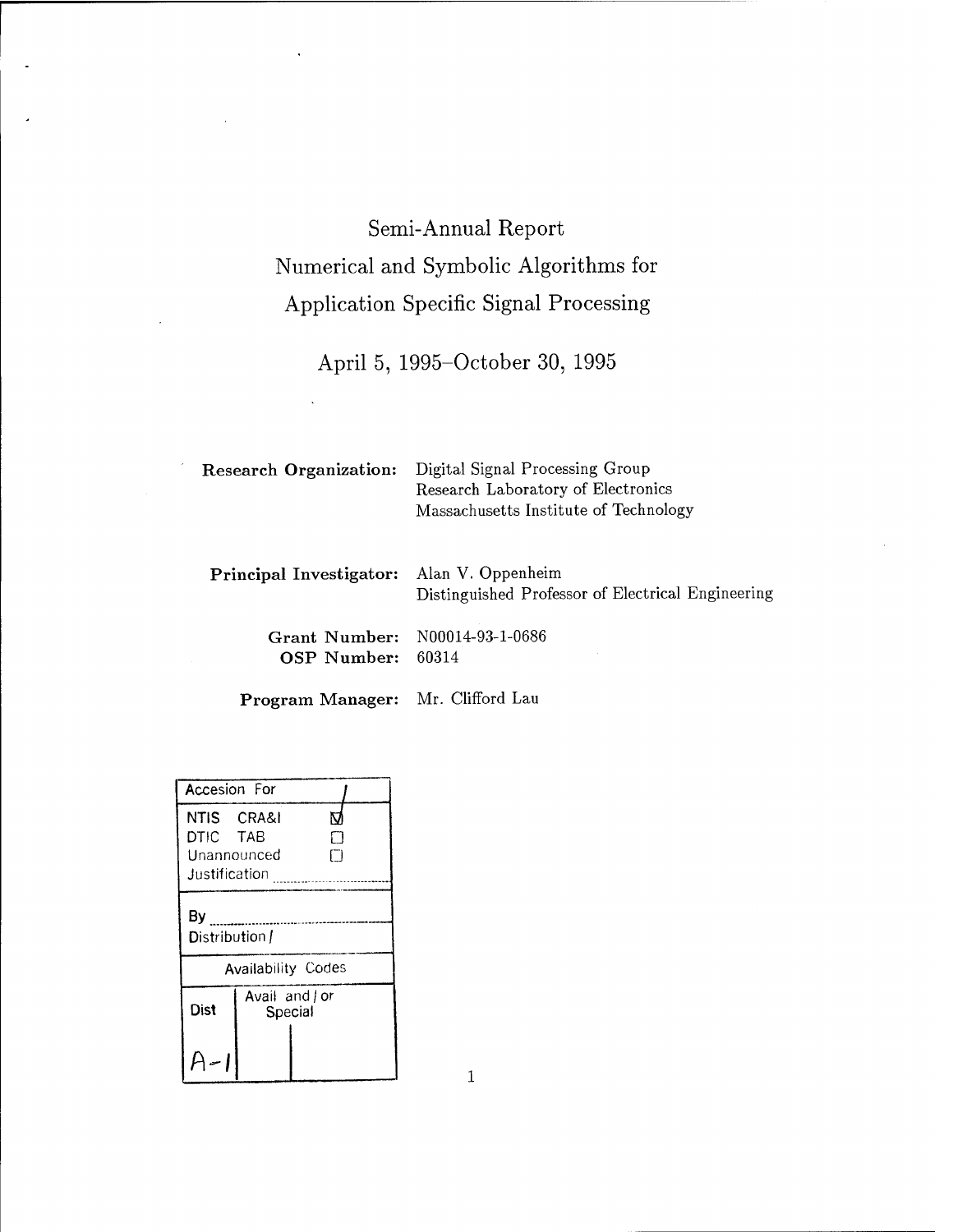# Semi-Annual Report

# Numerical and Symbolic Algorithms for Application Specific Signal Processing

## April 5, 1995–October 30, 1995

| | |
|---|---|
| **Research Organization:** | Digital Signal Processing Group<br>Research Laboratory of Electronics<br>Massachusetts Institute of Technology |
| **Principal Investigator:** | Alan V. Oppenheim<br>Distinguished Professor of Electrical Engineering |
| **Grant Number:** | N00014-93-1-0686 |
| **OSP Number:** | 60314 |
| **Program Manager:** | Mr. Clifford Lau |

| Accesion For | | |
|---|---|---|
| NTIS CRA&I | ☑ | |
| DTIC TAB | ☐ | |
| Unannounced | ☐ | |
| Justification | | |
| By | | |
| Distribution / | | |
| Availability Codes | | |
| Dist | Avail and / or Special | |
| A-1 | | |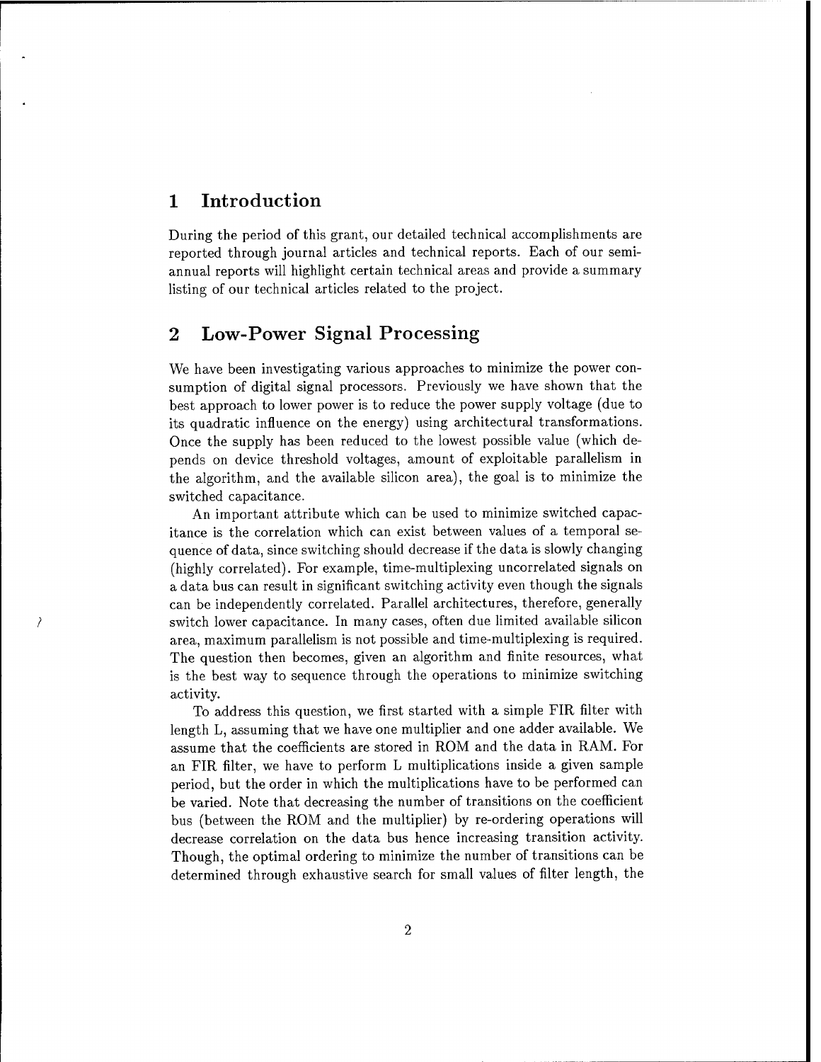# 1 Introduction

During the period of this grant, our detailed technical accomplishments are reported through journal articles and technical reports. Each of our semi-annual reports will highlight certain technical areas and provide a summary listing of our technical articles related to the project.

# 2 Low-Power Signal Processing

We have been investigating various approaches to minimize the power consumption of digital signal processors. Previously we have shown that the best approach to lower power is to reduce the power supply voltage (due to its quadratic influence on the energy) using architectural transformations. Once the supply has been reduced to the lowest possible value (which depends on device threshold voltages, amount of exploitable parallelism in the algorithm, and the available silicon area), the goal is to minimize the switched capacitance.

An important attribute which can be used to minimize switched capacitance is the correlation which can exist between values of a temporal sequence of data, since switching should decrease if the data is slowly changing (highly correlated). For example, time-multiplexing uncorrelated signals on a data bus can result in significant switching activity even though the signals can be independently correlated. Parallel architectures, therefore, generally switch lower capacitance. In many cases, often due limited available silicon area, maximum parallelism is not possible and time-multiplexing is required. The question then becomes, given an algorithm and finite resources, what is the best way to sequence through the operations to minimize switching activity.

To address this question, we first started with a simple FIR filter with length L, assuming that we have one multiplier and one adder available. We assume that the coefficients are stored in ROM and the data in RAM. For an FIR filter, we have to perform L multiplications inside a given sample period, but the order in which the multiplications have to be performed can be varied. Note that decreasing the number of transitions on the coefficient bus (between the ROM and the multiplier) by re-ordering operations will decrease correlation on the data bus hence increasing transition activity. Though, the optimal ordering to minimize the number of transitions can be determined through exhaustive search for small values of filter length, the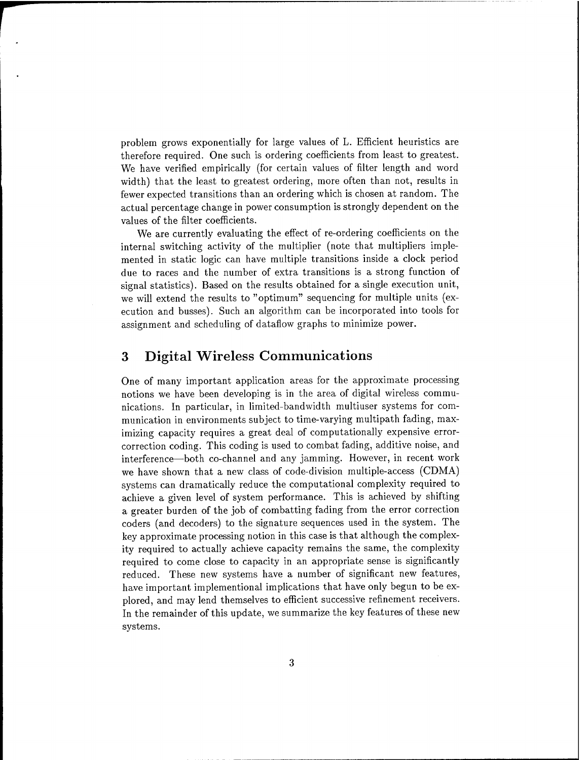problem grows exponentially for large values of L. Efficient heuristics are therefore required. One such is ordering coefficients from least to greatest. We have verified empirically (for certain values of filter length and word width) that the least to greatest ordering, more often than not, results in fewer expected transitions than an ordering which is chosen at random. The actual percentage change in power consumption is strongly dependent on the values of the filter coefficients.

We are currently evaluating the effect of re-ordering coefficients on the internal switching activity of the multiplier (note that multipliers implemented in static logic can have multiple transitions inside a clock period due to races and the number of extra transitions is a strong function of signal statistics). Based on the results obtained for a single execution unit, we will extend the results to "optimum" sequencing for multiple units (execution and busses). Such an algorithm can be incorporated into tools for assignment and scheduling of dataflow graphs to minimize power.

## 3 Digital Wireless Communications

One of many important application areas for the approximate processing notions we have been developing is in the area of digital wireless communications. In particular, in limited-bandwidth multiuser systems for communication in environments subject to time-varying multipath fading, maximizing capacity requires a great deal of computationally expensive error-correction coding. This coding is used to combat fading, additive noise, and interference—both co-channel and any jamming. However, in recent work we have shown that a new class of code-division multiple-access (CDMA) systems can dramatically reduce the computational complexity required to achieve a given level of system performance. This is achieved by shifting a greater burden of the job of combatting fading from the error correction coders (and decoders) to the signature sequences used in the system. The key approximate processing notion in this case is that although the complexity required to actually achieve capacity remains the same, the complexity required to come close to capacity in an appropriate sense is significantly reduced. These new systems have a number of significant new features, have important implementional implications that have only begun to be explored, and may lend themselves to efficient successive refinement receivers. In the remainder of this update, we summarize the key features of these new systems.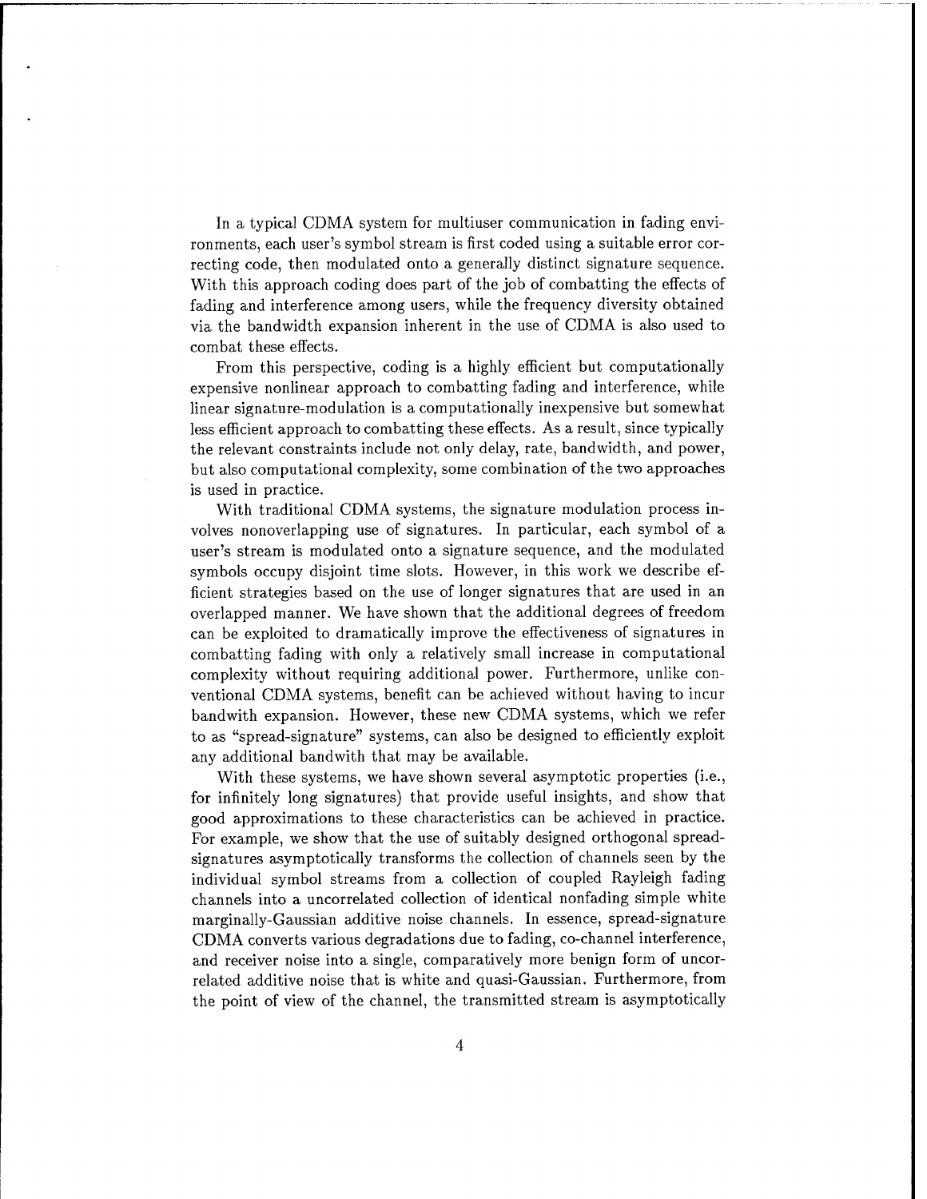In a typical CDMA system for multiuser communication in fading environments, each user's symbol stream is first coded using a suitable error correcting code, then modulated onto a generally distinct signature sequence. With this approach coding does part of the job of combatting the effects of fading and interference among users, while the frequency diversity obtained via the bandwidth expansion inherent in the use of CDMA is also used to combat these effects.

From this perspective, coding is a highly efficient but computationally expensive nonlinear approach to combatting fading and interference, while linear signature-modulation is a computationally inexpensive but somewhat less efficient approach to combatting these effects. As a result, since typically the relevant constraints include not only delay, rate, bandwidth, and power, but also computational complexity, some combination of the two approaches is used in practice.

With traditional CDMA systems, the signature modulation process involves nonoverlapping use of signatures. In particular, each symbol of a user's stream is modulated onto a signature sequence, and the modulated symbols occupy disjoint time slots. However, in this work we describe efficient strategies based on the use of longer signatures that are used in an overlapped manner. We have shown that the additional degrees of freedom can be exploited to dramatically improve the effectiveness of signatures in combatting fading with only a relatively small increase in computational complexity without requiring additional power. Furthermore, unlike conventional CDMA systems, benefit can be achieved without having to incur bandwith expansion. However, these new CDMA systems, which we refer to as "spread-signature" systems, can also be designed to efficiently exploit any additional bandwith that may be available.

With these systems, we have shown several asymptotic properties (i.e., for infinitely long signatures) that provide useful insights, and show that good approximations to these characteristics can be achieved in practice. For example, we show that the use of suitably designed orthogonal spread-signatures asymptotically transforms the collection of channels seen by the individual symbol streams from a collection of coupled Rayleigh fading channels into a uncorrelated collection of identical nonfading simple white marginally-Gaussian additive noise channels. In essence, spread-signature CDMA converts various degradations due to fading, co-channel interference, and receiver noise into a single, comparatively more benign form of uncorrelated additive noise that is white and quasi-Gaussian. Furthermore, from the point of view of the channel, the transmitted stream is asymptotically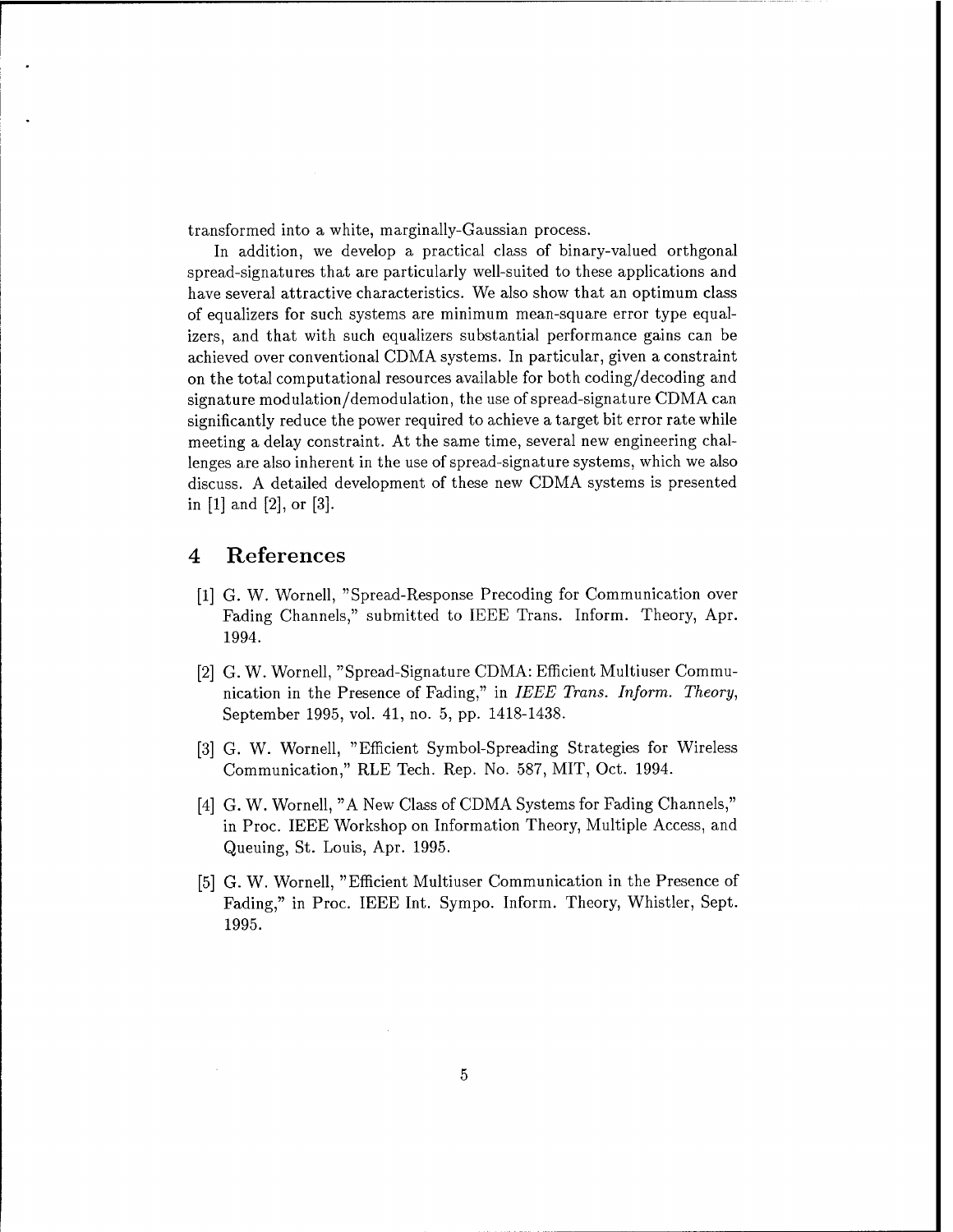transformed into a white, marginally-Gaussian process.

In addition, we develop a practical class of binary-valued orthgonal spread-signatures that are particularly well-suited to these applications and have several attractive characteristics. We also show that an optimum class of equalizers for such systems are minimum mean-square error type equalizers, and that with such equalizers substantial performance gains can be achieved over conventional CDMA systems. In particular, given a constraint on the total computational resources available for both coding/decoding and signature modulation/demodulation, the use of spread-signature CDMA can significantly reduce the power required to achieve a target bit error rate while meeting a delay constraint. At the same time, several new engineering challenges are also inherent in the use of spread-signature systems, which we also discuss. A detailed development of these new CDMA systems is presented in [1] and [2], or [3].

## 4 References

[1] G. W. Wornell, "Spread-Response Precoding for Communication over Fading Channels," submitted to IEEE Trans. Inform. Theory, Apr. 1994.

[2] G. W. Wornell, "Spread-Signature CDMA: Efficient Multiuser Communication in the Presence of Fading," in *IEEE Trans. Inform. Theory*, September 1995, vol. 41, no. 5, pp. 1418-1438.

[3] G. W. Wornell, "Efficient Symbol-Spreading Strategies for Wireless Communication," RLE Tech. Rep. No. 587, MIT, Oct. 1994.

[4] G. W. Wornell, "A New Class of CDMA Systems for Fading Channels," in Proc. IEEE Workshop on Information Theory, Multiple Access, and Queuing, St. Louis, Apr. 1995.

[5] G. W. Wornell, "Efficient Multiuser Communication in the Presence of Fading," in Proc. IEEE Int. Sympo. Inform. Theory, Whistler, Sept. 1995.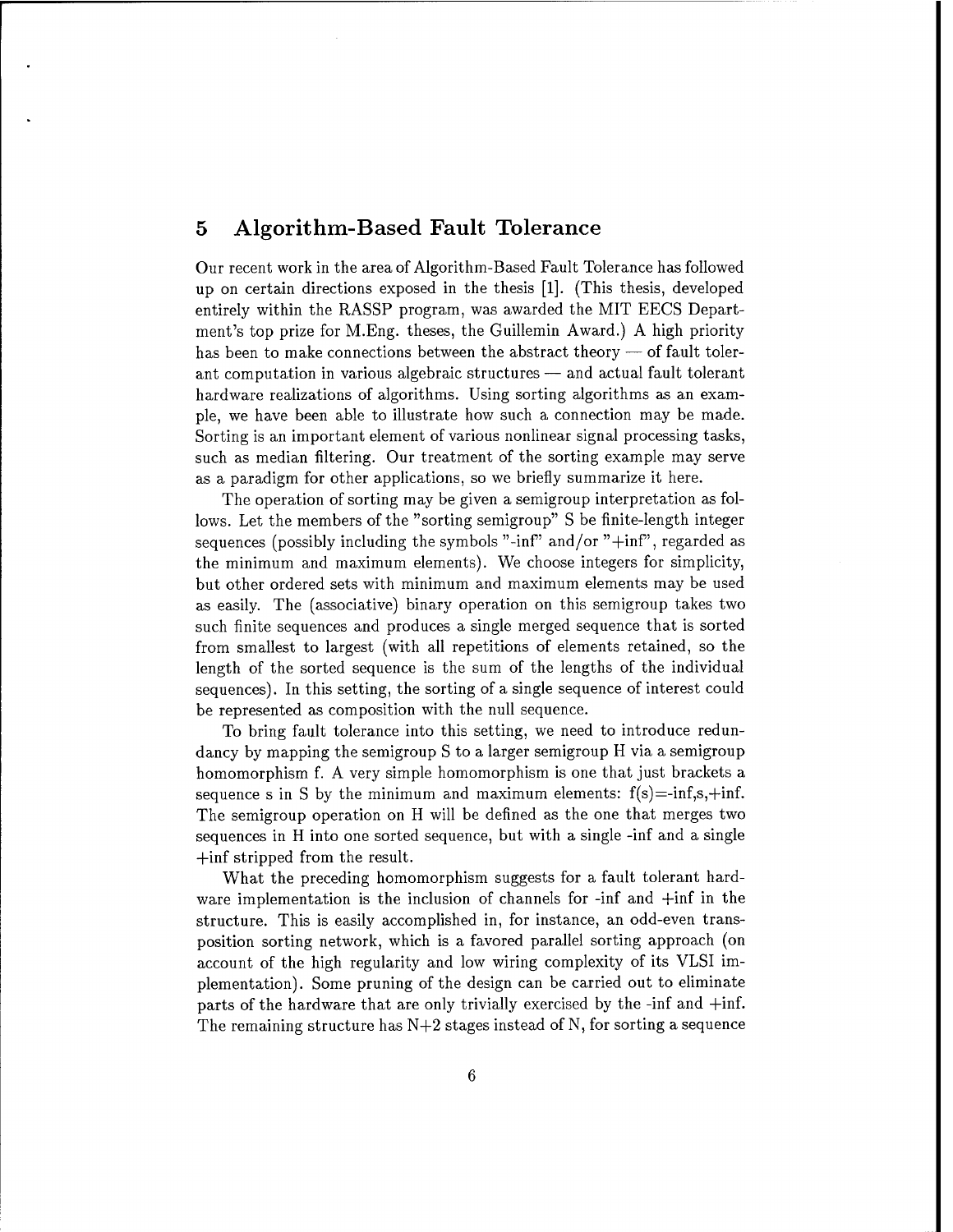## 5 Algorithm-Based Fault Tolerance

Our recent work in the area of Algorithm-Based Fault Tolerance has followed up on certain directions exposed in the thesis [1]. (This thesis, developed entirely within the RASSP program, was awarded the MIT EECS Department's top prize for M.Eng. theses, the Guillemin Award.) A high priority has been to make connections between the abstract theory — of fault tolerant computation in various algebraic structures — and actual fault tolerant hardware realizations of algorithms. Using sorting algorithms as an example, we have been able to illustrate how such a connection may be made. Sorting is an important element of various nonlinear signal processing tasks, such as median filtering. Our treatment of the sorting example may serve as a paradigm for other applications, so we briefly summarize it here.

The operation of sorting may be given a semigroup interpretation as follows. Let the members of the "sorting semigroup" S be finite-length integer sequences (possibly including the symbols "-inf" and/or "+inf", regarded as the minimum and maximum elements). We choose integers for simplicity, but other ordered sets with minimum and maximum elements may be used as easily. The (associative) binary operation on this semigroup takes two such finite sequences and produces a single merged sequence that is sorted from smallest to largest (with all repetitions of elements retained, so the length of the sorted sequence is the sum of the lengths of the individual sequences). In this setting, the sorting of a single sequence of interest could be represented as composition with the null sequence.

To bring fault tolerance into this setting, we need to introduce redundancy by mapping the semigroup S to a larger semigroup H via a semigroup homomorphism f. A very simple homomorphism is one that just brackets a sequence s in S by the minimum and maximum elements: f(s)=-inf,s,+inf. The semigroup operation on H will be defined as the one that merges two sequences in H into one sorted sequence, but with a single -inf and a single +inf stripped from the result.

What the preceding homomorphism suggests for a fault tolerant hardware implementation is the inclusion of channels for -inf and +inf in the structure. This is easily accomplished in, for instance, an odd-even transposition sorting network, which is a favored parallel sorting approach (on account of the high regularity and low wiring complexity of its VLSI implementation). Some pruning of the design can be carried out to eliminate parts of the hardware that are only trivially exercised by the -inf and +inf. The remaining structure has N+2 stages instead of N, for sorting a sequence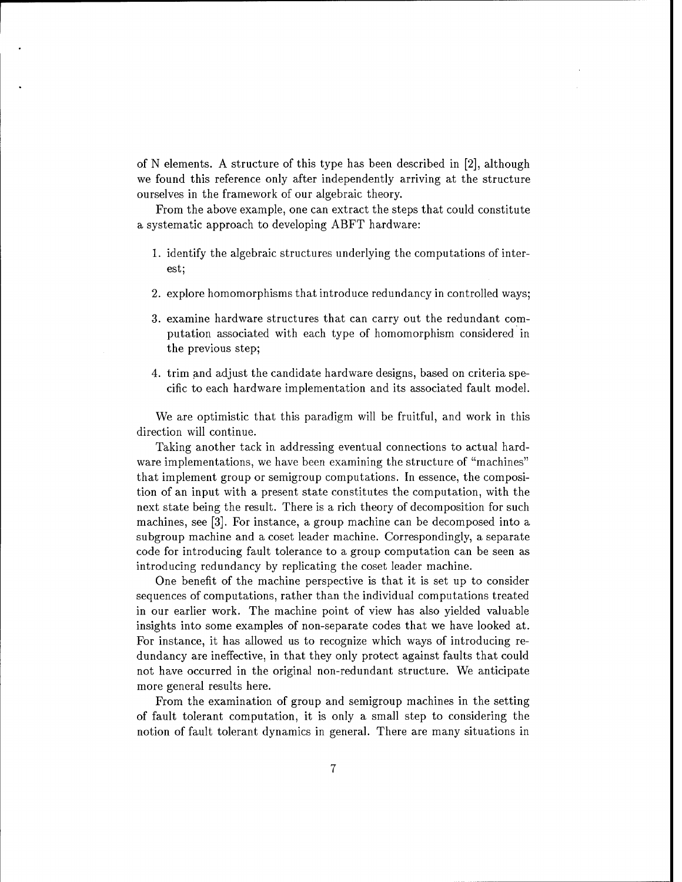of N elements. A structure of this type has been described in [2], although we found this reference only after independently arriving at the structure ourselves in the framework of our algebraic theory.

From the above example, one can extract the steps that could constitute a systematic approach to developing ABFT hardware:

1. identify the algebraic structures underlying the computations of interest;
2. explore homomorphisms that introduce redundancy in controlled ways;
3. examine hardware structures that can carry out the redundant computation associated with each type of homomorphism considered in the previous step;
4. trim and adjust the candidate hardware designs, based on criteria specific to each hardware implementation and its associated fault model.

We are optimistic that this paradigm will be fruitful, and work in this direction will continue.

Taking another tack in addressing eventual connections to actual hardware implementations, we have been examining the structure of "machines" that implement group or semigroup computations. In essence, the composition of an input with a present state constitutes the computation, with the next state being the result. There is a rich theory of decomposition for such machines, see [3]. For instance, a group machine can be decomposed into a subgroup machine and a coset leader machine. Correspondingly, a separate code for introducing fault tolerance to a group computation can be seen as introducing redundancy by replicating the coset leader machine.

One benefit of the machine perspective is that it is set up to consider sequences of computations, rather than the individual computations treated in our earlier work. The machine point of view has also yielded valuable insights into some examples of non-separate codes that we have looked at. For instance, it has allowed us to recognize which ways of introducing redundancy are ineffective, in that they only protect against faults that could not have occurred in the original non-redundant structure. We anticipate more general results here.

From the examination of group and semigroup machines in the setting of fault tolerant computation, it is only a small step to considering the notion of fault tolerant dynamics in general. There are many situations in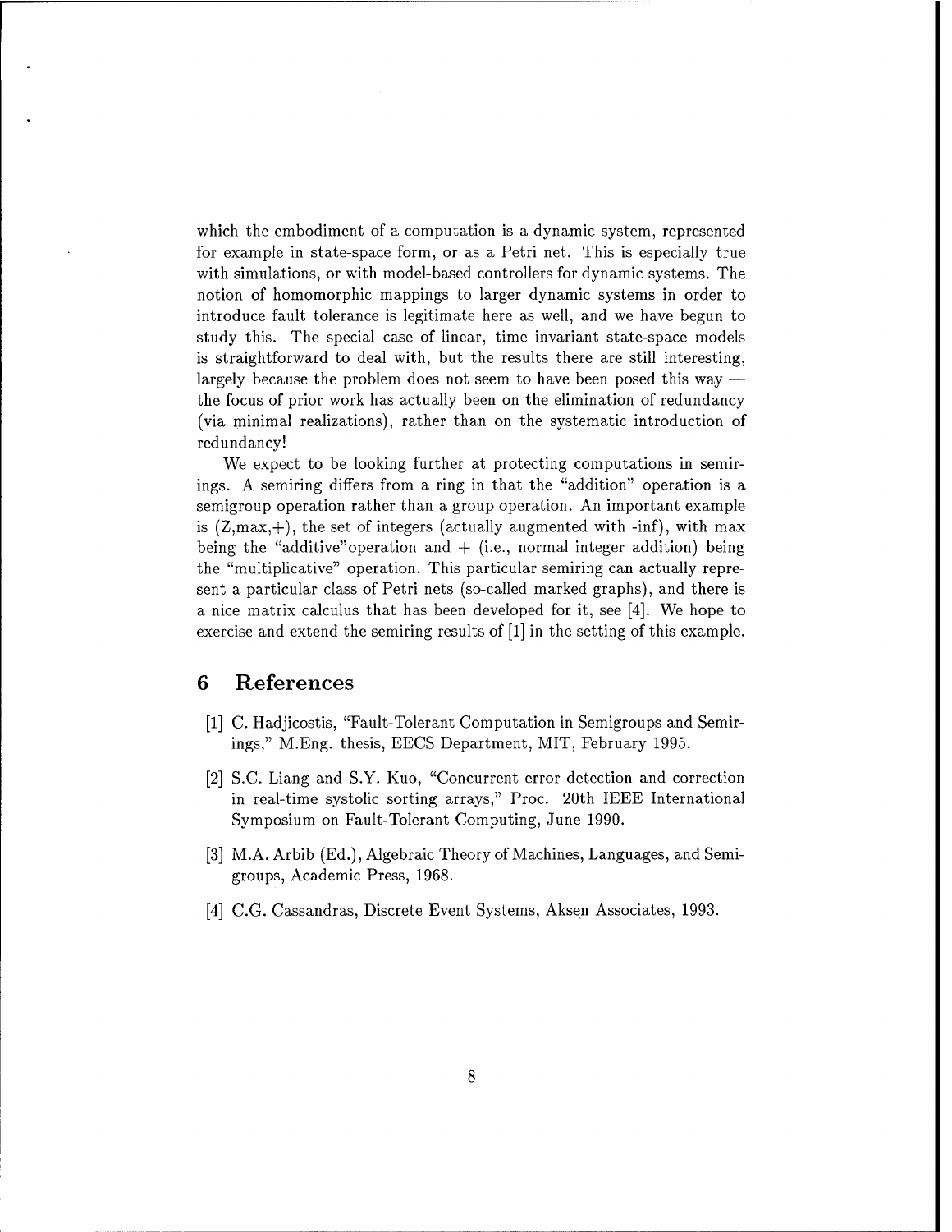which the embodiment of a computation is a dynamic system, represented for example in state-space form, or as a Petri net. This is especially true with simulations, or with model-based controllers for dynamic systems. The notion of homomorphic mappings to larger dynamic systems in order to introduce fault tolerance is legitimate here as well, and we have begun to study this. The special case of linear, time invariant state-space models is straightforward to deal with, but the results there are still interesting, largely because the problem does not seem to have been posed this way — the focus of prior work has actually been on the elimination of redundancy (via minimal realizations), rather than on the systematic introduction of redundancy!

We expect to be looking further at protecting computations in semirings. A semiring differs from a ring in that the "addition" operation is a semigroup operation rather than a group operation. An important example is (Z,max,+), the set of integers (actually augmented with -inf), with max being the "additive" operation and + (i.e., normal integer addition) being the "multiplicative" operation. This particular semiring can actually represent a particular class of Petri nets (so-called marked graphs), and there is a nice matrix calculus that has been developed for it, see [4]. We hope to exercise and extend the semiring results of [1] in the setting of this example.

## 6 References

[1] C. Hadjicostis, "Fault-Tolerant Computation in Semigroups and Semirings," M.Eng. thesis, EECS Department, MIT, February 1995.

[2] S.C. Liang and S.Y. Kuo, "Concurrent error detection and correction in real-time systolic sorting arrays," Proc. 20th IEEE International Symposium on Fault-Tolerant Computing, June 1990.

[3] M.A. Arbib (Ed.), Algebraic Theory of Machines, Languages, and Semigroups, Academic Press, 1968.

[4] C.G. Cassandras, Discrete Event Systems, Aksen Associates, 1993.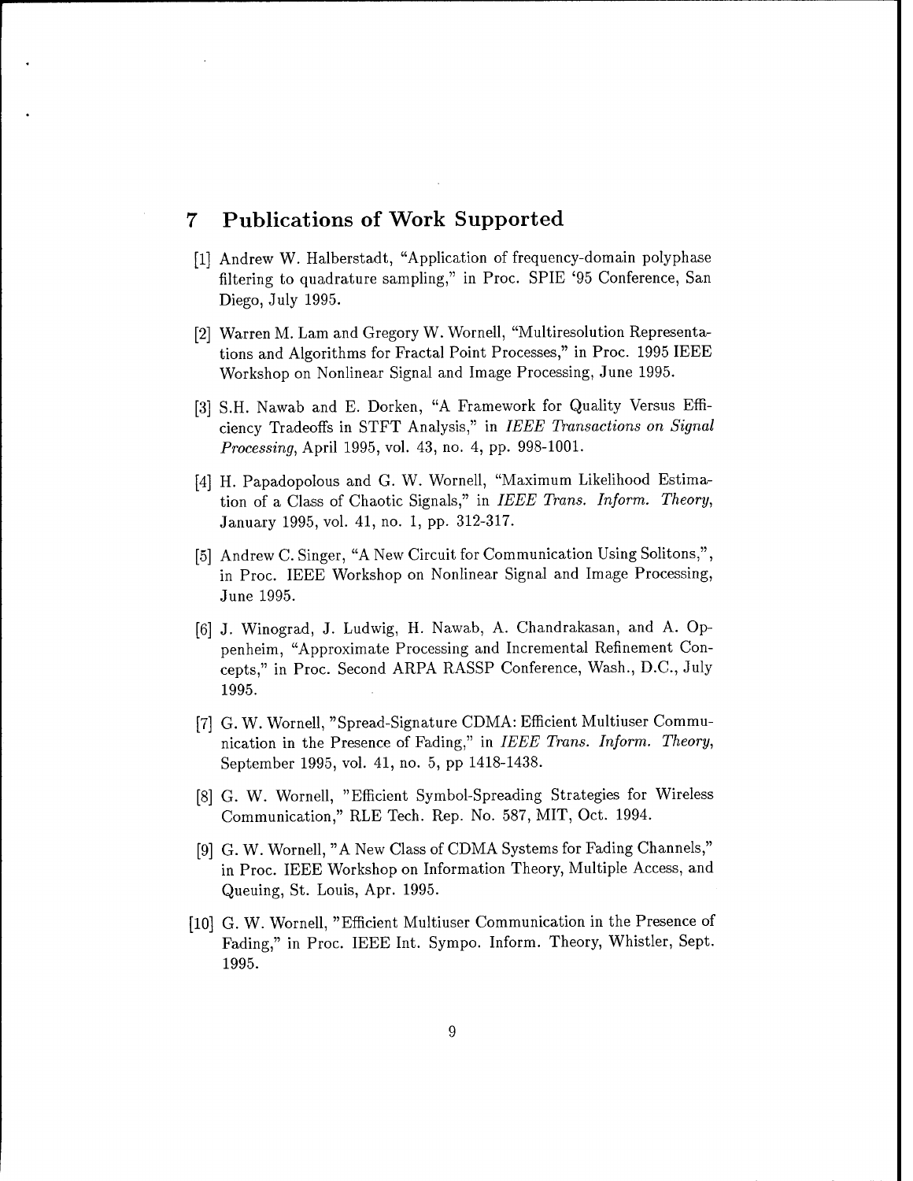## 7 Publications of Work Supported

[1] Andrew W. Halberstadt, "Application of frequency-domain polyphase filtering to quadrature sampling," in Proc. SPIE '95 Conference, San Diego, July 1995.

[2] Warren M. Lam and Gregory W. Wornell, "Multiresolution Representations and Algorithms for Fractal Point Processes," in Proc. 1995 IEEE Workshop on Nonlinear Signal and Image Processing, June 1995.

[3] S.H. Nawab and E. Dorken, "A Framework for Quality Versus Efficiency Tradeoffs in STFT Analysis," in *IEEE Transactions on Signal Processing*, April 1995, vol. 43, no. 4, pp. 998-1001.

[4] H. Papadopolous and G. W. Wornell, "Maximum Likelihood Estimation of a Class of Chaotic Signals," in *IEEE Trans. Inform. Theory*, January 1995, vol. 41, no. 1, pp. 312-317.

[5] Andrew C. Singer, "A New Circuit for Communication Using Solitons,", in Proc. IEEE Workshop on Nonlinear Signal and Image Processing, June 1995.

[6] J. Winograd, J. Ludwig, H. Nawab, A. Chandrakasan, and A. Oppenheim, "Approximate Processing and Incremental Refinement Concepts," in Proc. Second ARPA RASSP Conference, Wash., D.C., July 1995.

[7] G. W. Wornell, "Spread-Signature CDMA: Efficient Multiuser Communication in the Presence of Fading," in *IEEE Trans. Inform. Theory*, September 1995, vol. 41, no. 5, pp 1418-1438.

[8] G. W. Wornell, "Efficient Symbol-Spreading Strategies for Wireless Communication," RLE Tech. Rep. No. 587, MIT, Oct. 1994.

[9] G. W. Wornell, "A New Class of CDMA Systems for Fading Channels," in Proc. IEEE Workshop on Information Theory, Multiple Access, and Queuing, St. Louis, Apr. 1995.

[10] G. W. Wornell, "Efficient Multiuser Communication in the Presence of Fading," in Proc. IEEE Int. Sympo. Inform. Theory, Whistler, Sept. 1995.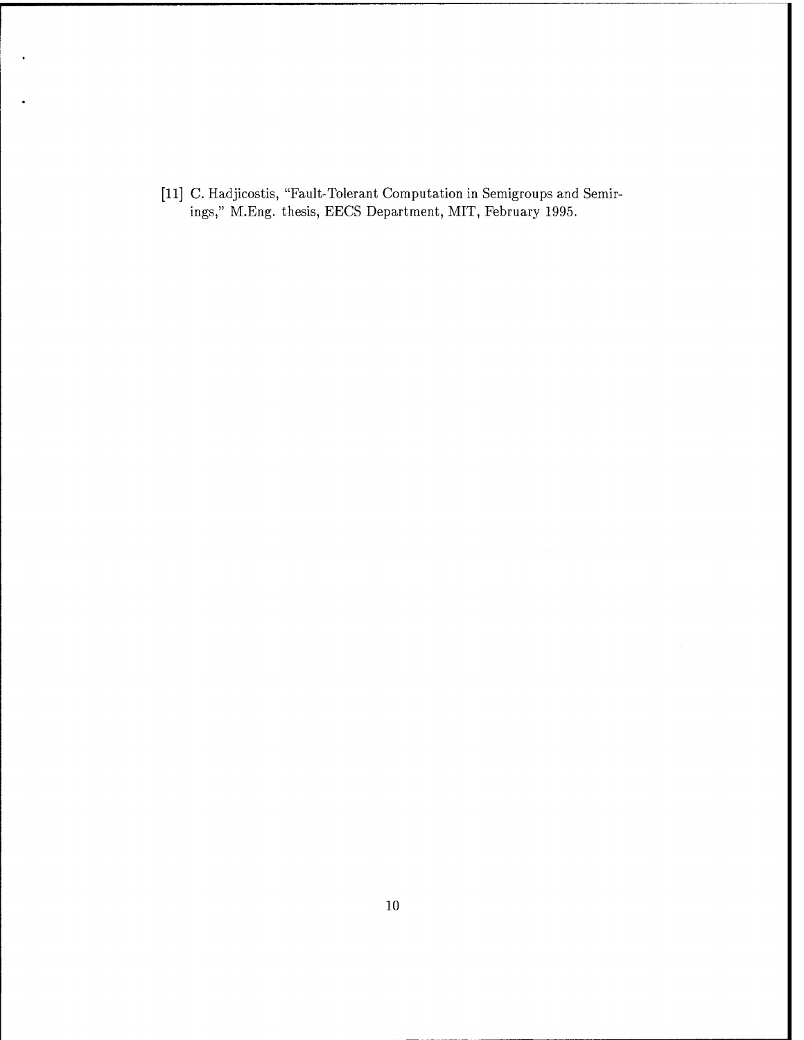[11] C. Hadjicostis, "Fault-Tolerant Computation in Semigroups and Semirings," M.Eng. thesis, EECS Department, MIT, February 1995.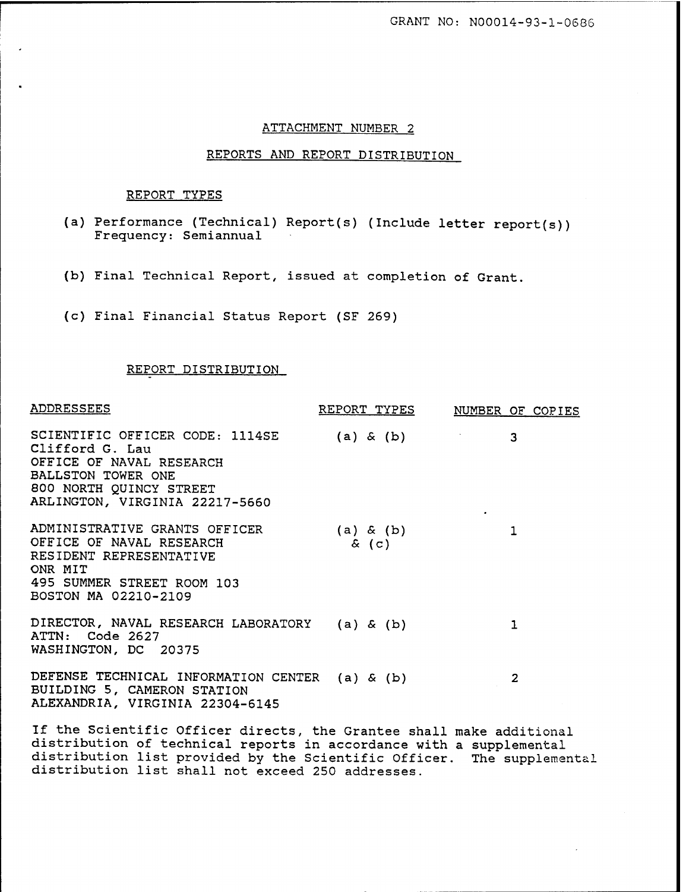GRANT NO: N00014-93-1-0686

## ATTACHMENT NUMBER 2

## REPORTS AND REPORT DISTRIBUTION

### REPORT TYPES

(a) Performance (Technical) Report(s) (Include letter report(s))
Frequency: Semiannual

(b) Final Technical Report, issued at completion of Grant.

(c) Final Financial Status Report (SF 269)

### REPORT DISTRIBUTION

| ADDRESSEES | REPORT TYPES | NUMBER OF COPIES |
|---|---|---|
| SCIENTIFIC OFFICER CODE: 1114SE<br>Clifford G. Lau<br>OFFICE OF NAVAL RESEARCH<br>BALLSTON TOWER ONE<br>800 NORTH QUINCY STREET<br>ARLINGTON, VIRGINIA 22217-5660 | (a) & (b) | 3 |
| ADMINISTRATIVE GRANTS OFFICER<br>OFFICE OF NAVAL RESEARCH<br>RESIDENT REPRESENTATIVE<br>ONR MIT<br>495 SUMMER STREET ROOM 103<br>BOSTON MA 02210-2109 | (a) & (b) & (c) | 1 |
| DIRECTOR, NAVAL RESEARCH LABORATORY<br>ATTN: Code 2627<br>WASHINGTON, DC 20375 | (a) & (b) | 1 |
| DEFENSE TECHNICAL INFORMATION CENTER<br>BUILDING 5, CAMERON STATION<br>ALEXANDRIA, VIRGINIA 22304-6145 | (a) & (b) | 2 |

If the Scientific Officer directs, the Grantee shall make additional distribution of technical reports in accordance with a supplemental distribution list provided by the Scientific Officer. The supplemental distribution list shall not exceed 250 addresses.